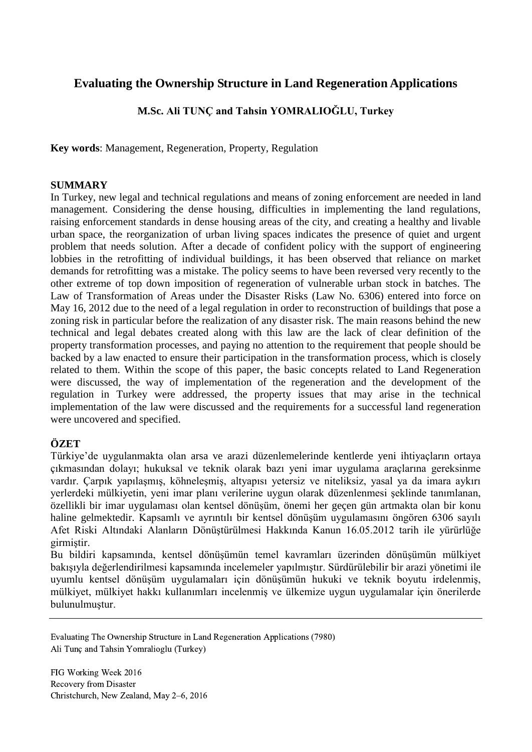# Evaluating the Ownership Structure in Land Regeneration Applications

**M.Sc. Ali TUNÇ and Tahsin YOMRALIOĞLU, Turkey**

**Key words**: Management, Regeneration, Property, Regulation

## SUMMARY

In Turkey, new legal and technical regulations and means of zoning enforcement are needed in land management. Considering the dense housing, difficulties in implementing the land regulations, raising enforcement standards in dense housing areas of the city, and creating a healthy and livable urban space, the reorganization of urban living spaces indicates the presence of quiet and urgent problem that needs solution. After a decade of confident policy with the support of engineering lobbies in the retrofitting of individual buildings, it has been observed that reliance on market demands for retrofitting was a mistake. The policy seems to have been reversed very recently to the other extreme of top down imposition of regeneration of vulnerable urban stock in batches. The Law of Transformation of Areas under the Disaster Risks (Law No. 6306) entered into force on May 16, 2012 due to the need of a legal regulation in order to reconstruction of buildings that pose a zoning risk in particular before the realization of any disaster risk. The main reasons behind the new technical and legal debates created along with this law are the lack of clear definition of the property transformation processes, and paying no attention to the requirement that people should be backed by a law enacted to ensure their participation in the transformation process, which is closely related to them. Within the scope of this paper, the basic concepts related to Land Regeneration were discussed, the way of implementation of the regeneration and the development of the regulation in Turkey were addressed, the property issues that may arise in the technical implementation of the law were discussed and the requirements for a successful land regeneration were uncovered and specified.

## ÖZET

Türkiye'de uygulanmakta olan arsa ve arazi düzenlemelerinde kentlerde yeni ihtiyaçların ortaya çıkmasından dolayı; hukuksal ve teknik olarak bazı yeni imar uygulama araçlarına gereksinme vardır. Çarpık yapılaşmış, köhneleşmiş, altyapısı yetersiz ve niteliksiz, yasal ya da imara aykırı yerlerdeki mülkiyetin, yeni imar planı verilerine uygun olarak düzenlenmesi şeklinde tanımlanan, özellikli bir imar uygulaması olan kentsel dönüşüm, önemi her geçen gün artmakta olan bir konu haline gelmektedir. Kapsamlı ve ayrıntılı bir kentsel dönüşüm uygulamasını öngören 6306 sayılı Afet Riski Altındaki Alanların Dönüştürülmesi Hakkında Kanun 16.05.2012 tarih ile yürürlüğe girmiştir.

Bu bildiri kapsamında, kentsel dönüşümün temel kavramları üzerinden dönüşümün mülkiyet bakışıyla değerlendirilmesi kapsamında incelemeler yapılmıştır. Sürdürülebilir bir arazi yönetimi ile uyumlu kentsel dönüşüm uygulamaları için dönüşümün hukuki ve teknik boyutu irdelenmiş, mülkiyet, mülkiyet hakkı kullanımları incelenmiş ve ülkemize uygun uygulamalar için önerilerde bulunulmuştur.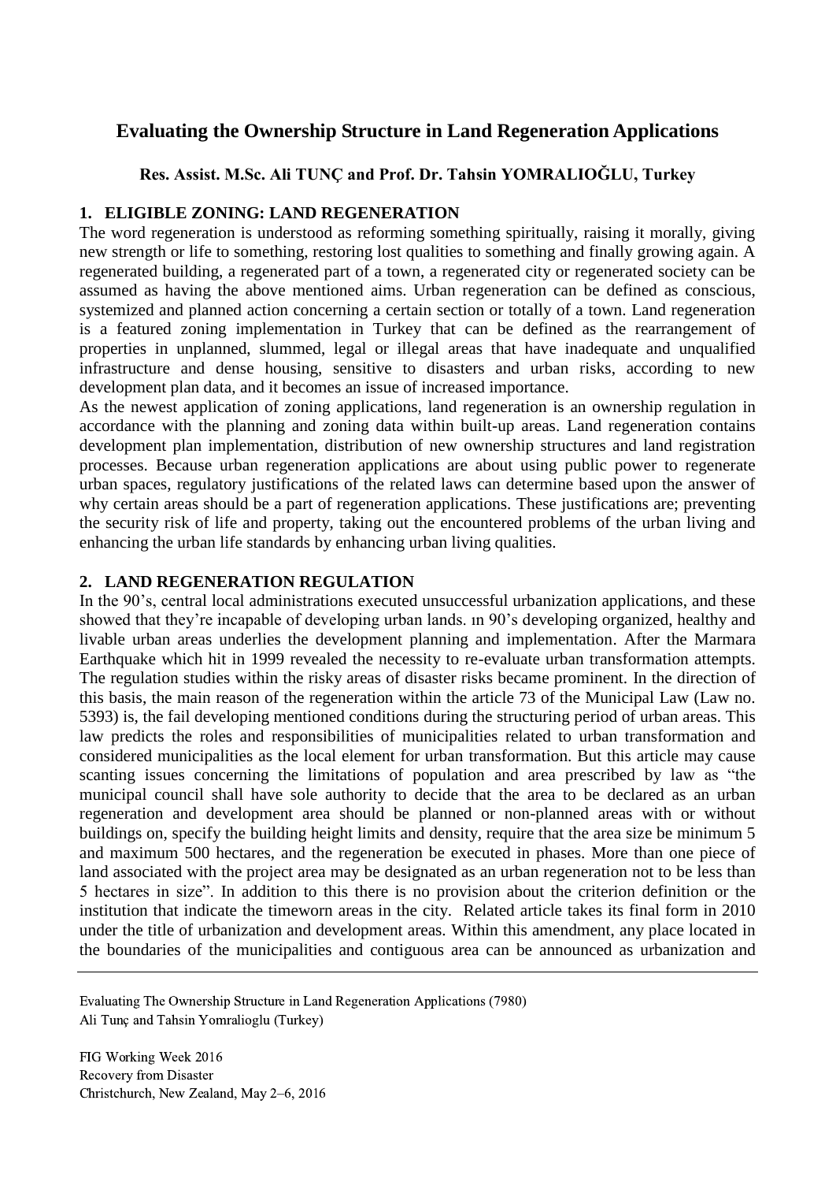# Evaluating the Ownership Structure in Land Regeneration Applications

**Res. Assist. M.Sc. Ali TUNÇ and Prof. Dr. Tahsin YOMRALIOĞLU, Turkey**

## 1. ELIGIBLE ZONING: LAND REGENERATION

The word regeneration is understood as reforming something spiritually, raising it morally, giving new strength or life to something, restoring lost qualities to something and finally growing again. A regenerated building, a regenerated part of a town, a regenerated city or regenerated society can be assumed as having the above mentioned aims. Urban regeneration can be defined as conscious, systemized and planned action concerning a certain section or totally of a town. Land regeneration is a featured zoning implementation in Turkey that can be defined as the rearrangement of properties in unplanned, slummed, legal or illegal areas that have inadequate and unqualified infrastructure and dense housing, sensitive to disasters and urban risks, according to new development plan data, and it becomes an issue of increased importance.

As the newest application of zoning applications, land regeneration is an ownership regulation in accordance with the planning and zoning data within built-up areas. Land regeneration contains development plan implementation, distribution of new ownership structures and land registration processes. Because urban regeneration applications are about using public power to regenerate urban spaces, regulatory justifications of the related laws can determine based upon the answer of why certain areas should be a part of regeneration applications. These justifications are; preventing the security risk of life and property, taking out the encountered problems of the urban living and enhancing the urban life standards by enhancing urban living qualities.

## 2. LAND REGENERATION REGULATION

In the 90's, central local administrations executed unsuccessful urbanization applications, and these showed that they're incapable of developing urban lands. ın 90's developing organized, healthy and livable urban areas underlies the development planning and implementation. After the Marmara Earthquake which hit in 1999 revealed the necessity to re-evaluate urban transformation attempts. The regulation studies within the risky areas of disaster risks became prominent. In the direction of this basis, the main reason of the regeneration within the article 73 of the Municipal Law (Law no. 5393) is, the fail developing mentioned conditions during the structuring period of urban areas. This law predicts the roles and responsibilities of municipalities related to urban transformation and considered municipalities as the local element for urban transformation. But this article may cause scanting issues concerning the limitations of population and area prescribed by law as "the municipal council shall have sole authority to decide that the area to be declared as an urban regeneration and development area should be planned or non-planned areas with or without buildings on, specify the building height limits and density, require that the area size be minimum 5 and maximum 500 hectares, and the regeneration be executed in phases. More than one piece of land associated with the project area may be designated as an urban regeneration not to be less than 5 hectares in size". In addition to this there is no provision about the criterion definition or the institution that indicate the timeworn areas in the city. Related article takes its final form in 2010 under the title of urbanization and development areas. Within this amendment, any place located in the boundaries of the municipalities and contiguous area can be announced as urbanization and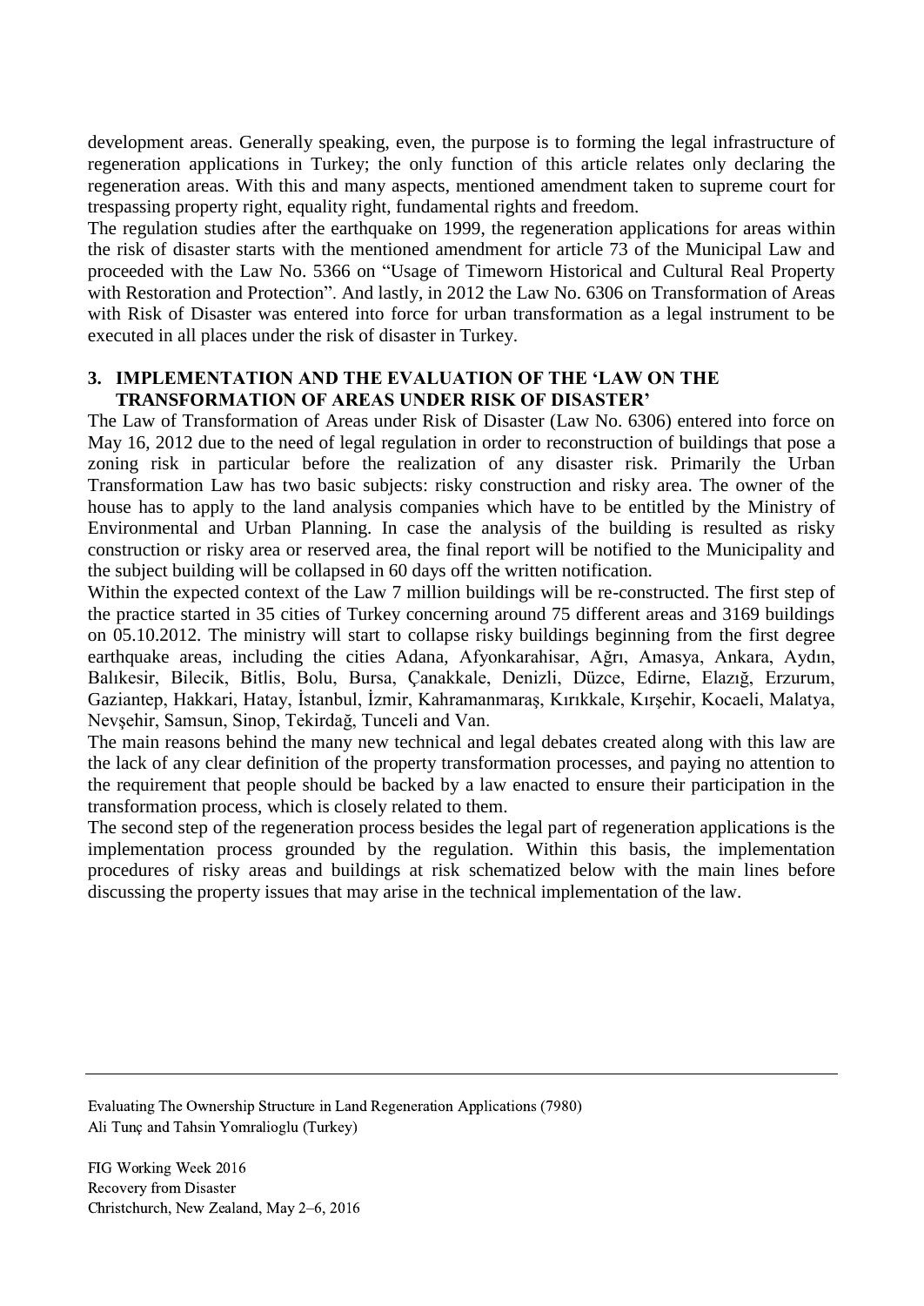development areas. Generally speaking, even, the purpose is to forming the legal infrastructure of regeneration applications in Turkey; the only function of this article relates only declaring the regeneration areas. With this and many aspects, mentioned amendment taken to supreme court for trespassing property right, equality right, fundamental rights and freedom.

The regulation studies after the earthquake on 1999, the regeneration applications for areas within the risk of disaster starts with the mentioned amendment for article 73 of the Municipal Law and proceeded with the Law No. 5366 on "Usage of Timeworn Historical and Cultural Real Property with Restoration and Protection". And lastly, in 2012 the Law No. 6306 on Transformation of Areas with Risk of Disaster was entered into force for urban transformation as a legal instrument to be executed in all places under the risk of disaster in Turkey.

## 3. IMPLEMENTATION AND THE EVALUATION OF THE 'LAW ON THE TRANSFORMATION OF AREAS UNDER RISK OF DISASTER'

The Law of Transformation of Areas under Risk of Disaster (Law No. 6306) entered into force on May 16, 2012 due to the need of legal regulation in order to reconstruction of buildings that pose a zoning risk in particular before the realization of any disaster risk. Primarily the Urban Transformation Law has two basic subjects: risky construction and risky area. The owner of the house has to apply to the land analysis companies which have to be entitled by the Ministry of Environmental and Urban Planning. In case the analysis of the building is resulted as risky construction or risky area or reserved area, the final report will be notified to the Municipality and the subject building will be collapsed in 60 days off the written notification.

Within the expected context of the Law 7 million buildings will be re-constructed. The first step of the practice started in 35 cities of Turkey concerning around 75 different areas and 3169 buildings on 05.10.2012. The ministry will start to collapse risky buildings beginning from the first degree earthquake areas, including the cities Adana, Afyonkarahisar, Ağrı, Amasya, Ankara, Aydın, Balıkesir, Bilecik, Bitlis, Bolu, Bursa, Çanakkale, Denizli, Düzce, Edirne, Elazığ, Erzurum, Gaziantep, Hakkari, Hatay, İstanbul, İzmir, Kahramanmaraş, Kırıkkale, Kırşehir, Kocaeli, Malatya, Nevşehir, Samsun, Sinop, Tekirdağ, Tunceli and Van.

The main reasons behind the many new technical and legal debates created along with this law are the lack of any clear definition of the property transformation processes, and paying no attention to the requirement that people should be backed by a law enacted to ensure their participation in the transformation process, which is closely related to them.

The second step of the regeneration process besides the legal part of regeneration applications is the implementation process grounded by the regulation. Within this basis, the implementation procedures of risky areas and buildings at risk schematized below with the main lines before discussing the property issues that may arise in the technical implementation of the law.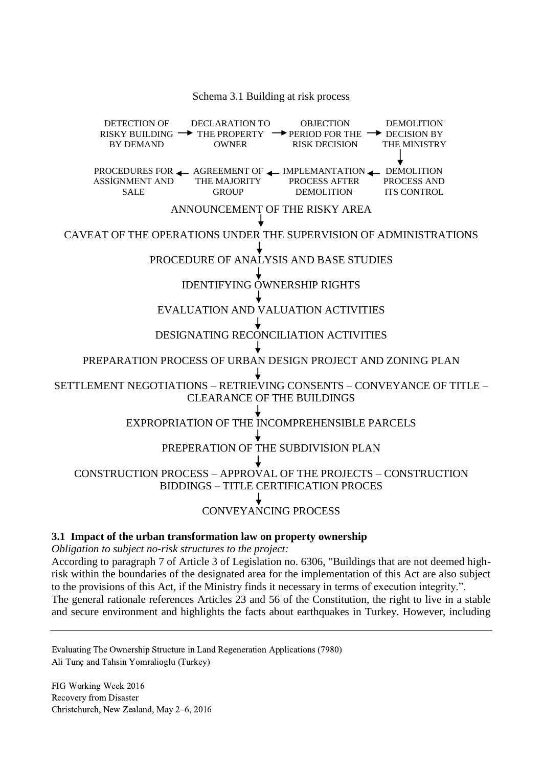Schema 3.1 Building at risk process

DETECTION OF RISKY BUILDING BY DEMAND → DECLARATION TO THE PROPERTY OWNER → OBJECTION PERIOD FOR THE RISK DECISION → DEMOLITION DECISION BY THE MINISTRY
↓
DEMOLITION PROCESS AND ITS CONTROL → IMPLEMANTATION PROCESS AFTER DEMOLITION → AGREEMENT OF THE MAJORITY GROUP → PROCEDURES FOR ASSİGNMENT AND SALE

ANNOUNCEMENT OF THE RISKY AREA
↓
CAVEAT OF THE OPERATIONS UNDER THE SUPERVISION OF ADMINISTRATIONS
↓
PROCEDURE OF ANALYSIS AND BASE STUDIES
↓
IDENTIFYING OWNERSHIP RIGHTS
↓
EVALUATION AND VALUATION ACTIVITIES
↓
DESIGNATING RECONCILIATION ACTIVITIES
↓
PREPARATION PROCESS OF URBAN DESIGN PROJECT AND ZONING PLAN
↓
SETTLEMENT NEGOTIATIONS – RETRIEVING CONSENTS – CONVEYANCE OF TITLE – CLEARANCE OF THE BUILDINGS
↓
EXPROPRIATION OF THE INCOMPREHENSIBLE PARCELS
↓
PREPERATION OF THE SUBDIVISION PLAN
↓
CONSTRUCTION PROCESS – APPROVAL OF THE PROJECTS – CONSTRUCTION BIDDINGS – TITLE CERTIFICATION PROCES
↓
CONVEYANCING PROCESS

### 3.1 Impact of the urban transformation law on property ownership

*Obligation to subject no-risk structures to the project:*

According to paragraph 7 of Article 3 of Legislation no. 6306, "Buildings that are not deemed high-risk within the boundaries of the designated area for the implementation of this Act are also subject to the provisions of this Act, if the Ministry finds it necessary in terms of execution integrity.".

The general rationale references Articles 23 and 56 of the Constitution, the right to live in a stable and secure environment and highlights the facts about earthquakes in Turkey. However, including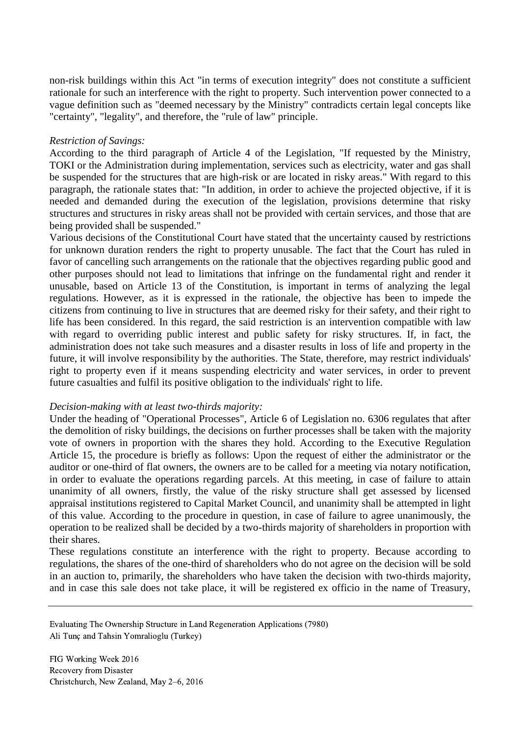non-risk buildings within this Act "in terms of execution integrity" does not constitute a sufficient rationale for such an interference with the right to property. Such intervention power connected to a vague definition such as "deemed necessary by the Ministry" contradicts certain legal concepts like "certainty", "legality", and therefore, the "rule of law" principle.

*Restriction of Savings:*

According to the third paragraph of Article 4 of the Legislation, "If requested by the Ministry, TOKI or the Administration during implementation, services such as electricity, water and gas shall be suspended for the structures that are high-risk or are located in risky areas." With regard to this paragraph, the rationale states that: "In addition, in order to achieve the projected objective, if it is needed and demanded during the execution of the legislation, provisions determine that risky structures and structures in risky areas shall not be provided with certain services, and those that are being provided shall be suspended."

Various decisions of the Constitutional Court have stated that the uncertainty caused by restrictions for unknown duration renders the right to property unusable. The fact that the Court has ruled in favor of cancelling such arrangements on the rationale that the objectives regarding public good and other purposes should not lead to limitations that infringe on the fundamental right and render it unusable, based on Article 13 of the Constitution, is important in terms of analyzing the legal regulations. However, as it is expressed in the rationale, the objective has been to impede the citizens from continuing to live in structures that are deemed risky for their safety, and their right to life has been considered. In this regard, the said restriction is an intervention compatible with law with regard to overriding public interest and public safety for risky structures. If, in fact, the administration does not take such measures and a disaster results in loss of life and property in the future, it will involve responsibility by the authorities. The State, therefore, may restrict individuals' right to property even if it means suspending electricity and water services, in order to prevent future casualties and fulfil its positive obligation to the individuals' right to life.

*Decision-making with at least two-thirds majority:*

Under the heading of "Operational Processes", Article 6 of Legislation no. 6306 regulates that after the demolition of risky buildings, the decisions on further processes shall be taken with the majority vote of owners in proportion with the shares they hold. According to the Executive Regulation Article 15, the procedure is briefly as follows: Upon the request of either the administrator or the auditor or one-third of flat owners, the owners are to be called for a meeting via notary notification, in order to evaluate the operations regarding parcels. At this meeting, in case of failure to attain unanimity of all owners, firstly, the value of the risky structure shall get assessed by licensed appraisal institutions registered to Capital Market Council, and unanimity shall be attempted in light of this value. According to the procedure in question, in case of failure to agree unanimously, the operation to be realized shall be decided by a two-thirds majority of shareholders in proportion with their shares.

These regulations constitute an interference with the right to property. Because according to regulations, the shares of the one-third of shareholders who do not agree on the decision will be sold in an auction to, primarily, the shareholders who have taken the decision with two-thirds majority, and in case this sale does not take place, it will be registered ex officio in the name of Treasury,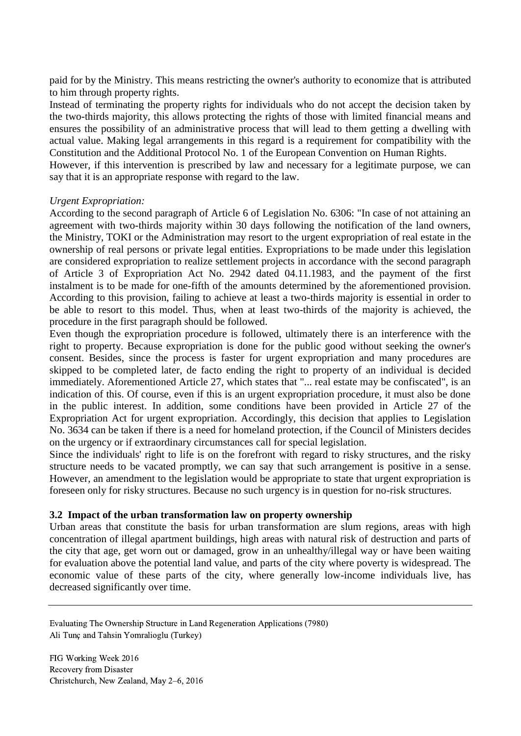paid for by the Ministry. This means restricting the owner's authority to economize that is attributed to him through property rights.

Instead of terminating the property rights for individuals who do not accept the decision taken by the two-thirds majority, this allows protecting the rights of those with limited financial means and ensures the possibility of an administrative process that will lead to them getting a dwelling with actual value. Making legal arrangements in this regard is a requirement for compatibility with the Constitution and the Additional Protocol No. 1 of the European Convention on Human Rights.

However, if this intervention is prescribed by law and necessary for a legitimate purpose, we can say that it is an appropriate response with regard to the law.

*Urgent Expropriation:*

According to the second paragraph of Article 6 of Legislation No. 6306: "In case of not attaining an agreement with two-thirds majority within 30 days following the notification of the land owners, the Ministry, TOKI or the Administration may resort to the urgent expropriation of real estate in the ownership of real persons or private legal entities. Expropriations to be made under this legislation are considered expropriation to realize settlement projects in accordance with the second paragraph of Article 3 of Expropriation Act No. 2942 dated 04.11.1983, and the payment of the first instalment is to be made for one-fifth of the amounts determined by the aforementioned provision. According to this provision, failing to achieve at least a two-thirds majority is essential in order to be able to resort to this model. Thus, when at least two-thirds of the majority is achieved, the procedure in the first paragraph should be followed.

Even though the expropriation procedure is followed, ultimately there is an interference with the right to property. Because expropriation is done for the public good without seeking the owner's consent. Besides, since the process is faster for urgent expropriation and many procedures are skipped to be completed later, de facto ending the right to property of an individual is decided immediately. Aforementioned Article 27, which states that "... real estate may be confiscated", is an indication of this. Of course, even if this is an urgent expropriation procedure, it must also be done in the public interest. In addition, some conditions have been provided in Article 27 of the Expropriation Act for urgent expropriation. Accordingly, this decision that applies to Legislation No. 3634 can be taken if there is a need for homeland protection, if the Council of Ministers decides on the urgency or if extraordinary circumstances call for special legislation.

Since the individuals' right to life is on the forefront with regard to risky structures, and the risky structure needs to be vacated promptly, we can say that such arrangement is positive in a sense. However, an amendment to the legislation would be appropriate to state that urgent expropriation is foreseen only for risky structures. Because no such urgency is in question for no-risk structures.

### 3.2 Impact of the urban transformation law on property ownership

Urban areas that constitute the basis for urban transformation are slum regions, areas with high concentration of illegal apartment buildings, high areas with natural risk of destruction and parts of the city that age, get worn out or damaged, grow in an unhealthy/illegal way or have been waiting for evaluation above the potential land value, and parts of the city where poverty is widespread. The economic value of these parts of the city, where generally low-income individuals live, has decreased significantly over time.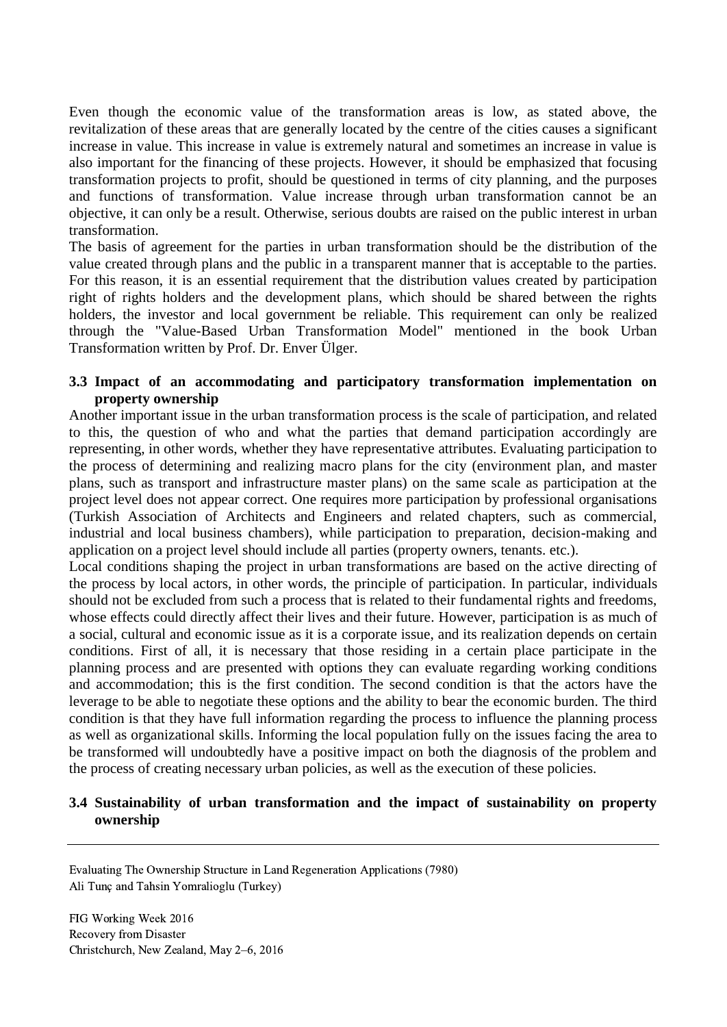Even though the economic value of the transformation areas is low, as stated above, the revitalization of these areas that are generally located by the centre of the cities causes a significant increase in value. This increase in value is extremely natural and sometimes an increase in value is also important for the financing of these projects. However, it should be emphasized that focusing transformation projects to profit, should be questioned in terms of city planning, and the purposes and functions of transformation. Value increase through urban transformation cannot be an objective, it can only be a result. Otherwise, serious doubts are raised on the public interest in urban transformation.

The basis of agreement for the parties in urban transformation should be the distribution of the value created through plans and the public in a transparent manner that is acceptable to the parties. For this reason, it is an essential requirement that the distribution values created by participation right of rights holders and the development plans, which should be shared between the rights holders, the investor and local government be reliable. This requirement can only be realized through the "Value-Based Urban Transformation Model" mentioned in the book Urban Transformation written by Prof. Dr. Enver Ülger.

### 3.3 Impact of an accommodating and participatory transformation implementation on property ownership

Another important issue in the urban transformation process is the scale of participation, and related to this, the question of who and what the parties that demand participation accordingly are representing, in other words, whether they have representative attributes. Evaluating participation to the process of determining and realizing macro plans for the city (environment plan, and master plans, such as transport and infrastructure master plans) on the same scale as participation at the project level does not appear correct. One requires more participation by professional organisations (Turkish Association of Architects and Engineers and related chapters, such as commercial, industrial and local business chambers), while participation to preparation, decision-making and application on a project level should include all parties (property owners, tenants. etc.).

Local conditions shaping the project in urban transformations are based on the active directing of the process by local actors, in other words, the principle of participation. In particular, individuals should not be excluded from such a process that is related to their fundamental rights and freedoms, whose effects could directly affect their lives and their future. However, participation is as much of a social, cultural and economic issue as it is a corporate issue, and its realization depends on certain conditions. First of all, it is necessary that those residing in a certain place participate in the planning process and are presented with options they can evaluate regarding working conditions and accommodation; this is the first condition. The second condition is that the actors have the leverage to be able to negotiate these options and the ability to bear the economic burden. The third condition is that they have full information regarding the process to influence the planning process as well as organizational skills. Informing the local population fully on the issues facing the area to be transformed will undoubtedly have a positive impact on both the diagnosis of the problem and the process of creating necessary urban policies, as well as the execution of these policies.

### 3.4 Sustainability of urban transformation and the impact of sustainability on property ownership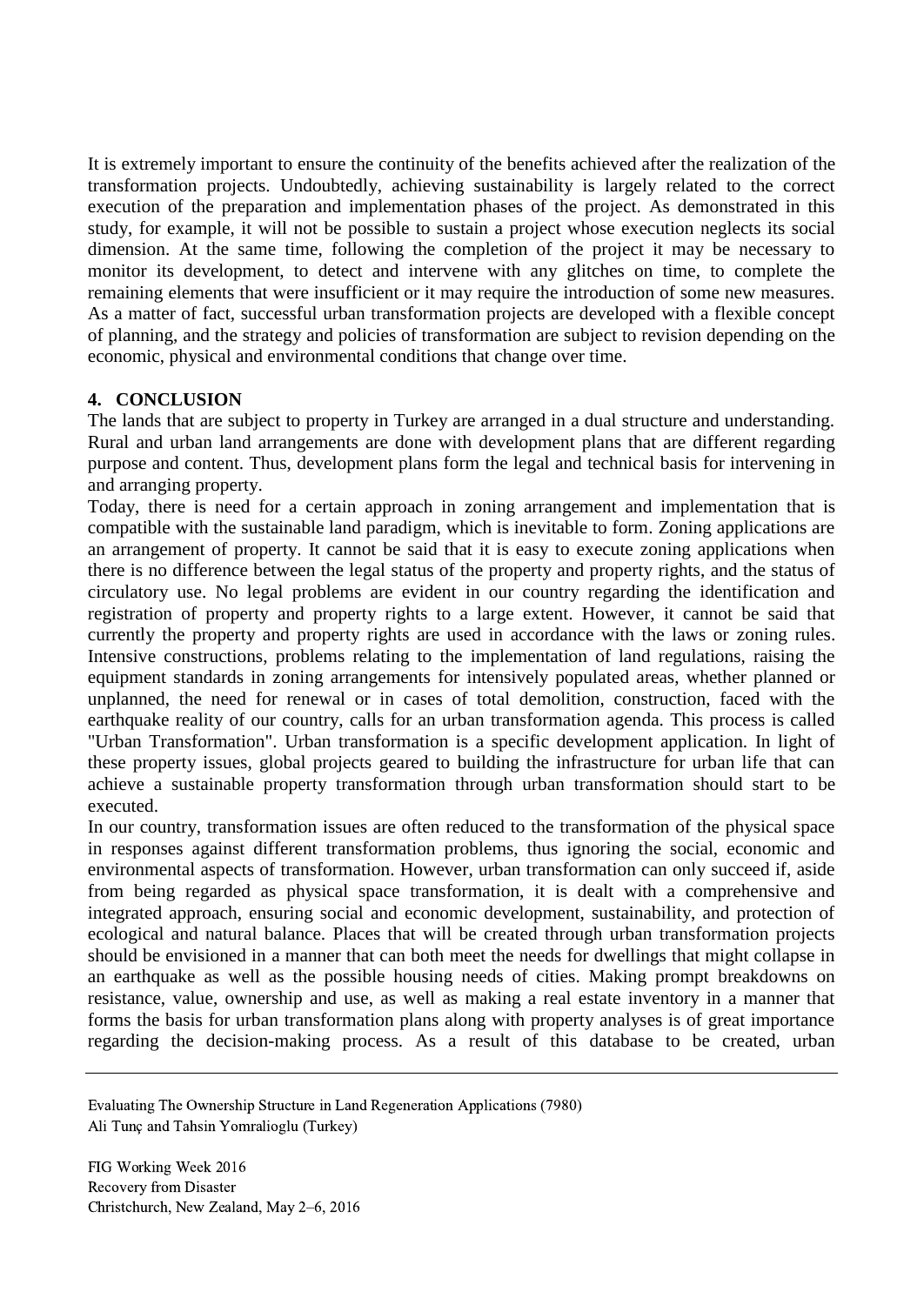It is extremely important to ensure the continuity of the benefits achieved after the realization of the transformation projects. Undoubtedly, achieving sustainability is largely related to the correct execution of the preparation and implementation phases of the project. As demonstrated in this study, for example, it will not be possible to sustain a project whose execution neglects its social dimension. At the same time, following the completion of the project it may be necessary to monitor its development, to detect and intervene with any glitches on time, to complete the remaining elements that were insufficient or it may require the introduction of some new measures. As a matter of fact, successful urban transformation projects are developed with a flexible concept of planning, and the strategy and policies of transformation are subject to revision depending on the economic, physical and environmental conditions that change over time.

## 4. CONCLUSION

The lands that are subject to property in Turkey are arranged in a dual structure and understanding. Rural and urban land arrangements are done with development plans that are different regarding purpose and content. Thus, development plans form the legal and technical basis for intervening in and arranging property.

Today, there is need for a certain approach in zoning arrangement and implementation that is compatible with the sustainable land paradigm, which is inevitable to form. Zoning applications are an arrangement of property. It cannot be said that it is easy to execute zoning applications when there is no difference between the legal status of the property and property rights, and the status of circulatory use. No legal problems are evident in our country regarding the identification and registration of property and property rights to a large extent. However, it cannot be said that currently the property and property rights are used in accordance with the laws or zoning rules. Intensive constructions, problems relating to the implementation of land regulations, raising the equipment standards in zoning arrangements for intensively populated areas, whether planned or unplanned, the need for renewal or in cases of total demolition, construction, faced with the earthquake reality of our country, calls for an urban transformation agenda. This process is called "Urban Transformation". Urban transformation is a specific development application. In light of these property issues, global projects geared to building the infrastructure for urban life that can achieve a sustainable property transformation through urban transformation should start to be executed.

In our country, transformation issues are often reduced to the transformation of the physical space in responses against different transformation problems, thus ignoring the social, economic and environmental aspects of transformation. However, urban transformation can only succeed if, aside from being regarded as physical space transformation, it is dealt with a comprehensive and integrated approach, ensuring social and economic development, sustainability, and protection of ecological and natural balance. Places that will be created through urban transformation projects should be envisioned in a manner that can both meet the needs for dwellings that might collapse in an earthquake as well as the possible housing needs of cities. Making prompt breakdowns on resistance, value, ownership and use, as well as making a real estate inventory in a manner that forms the basis for urban transformation plans along with property analyses is of great importance regarding the decision-making process. As a result of this database to be created, urban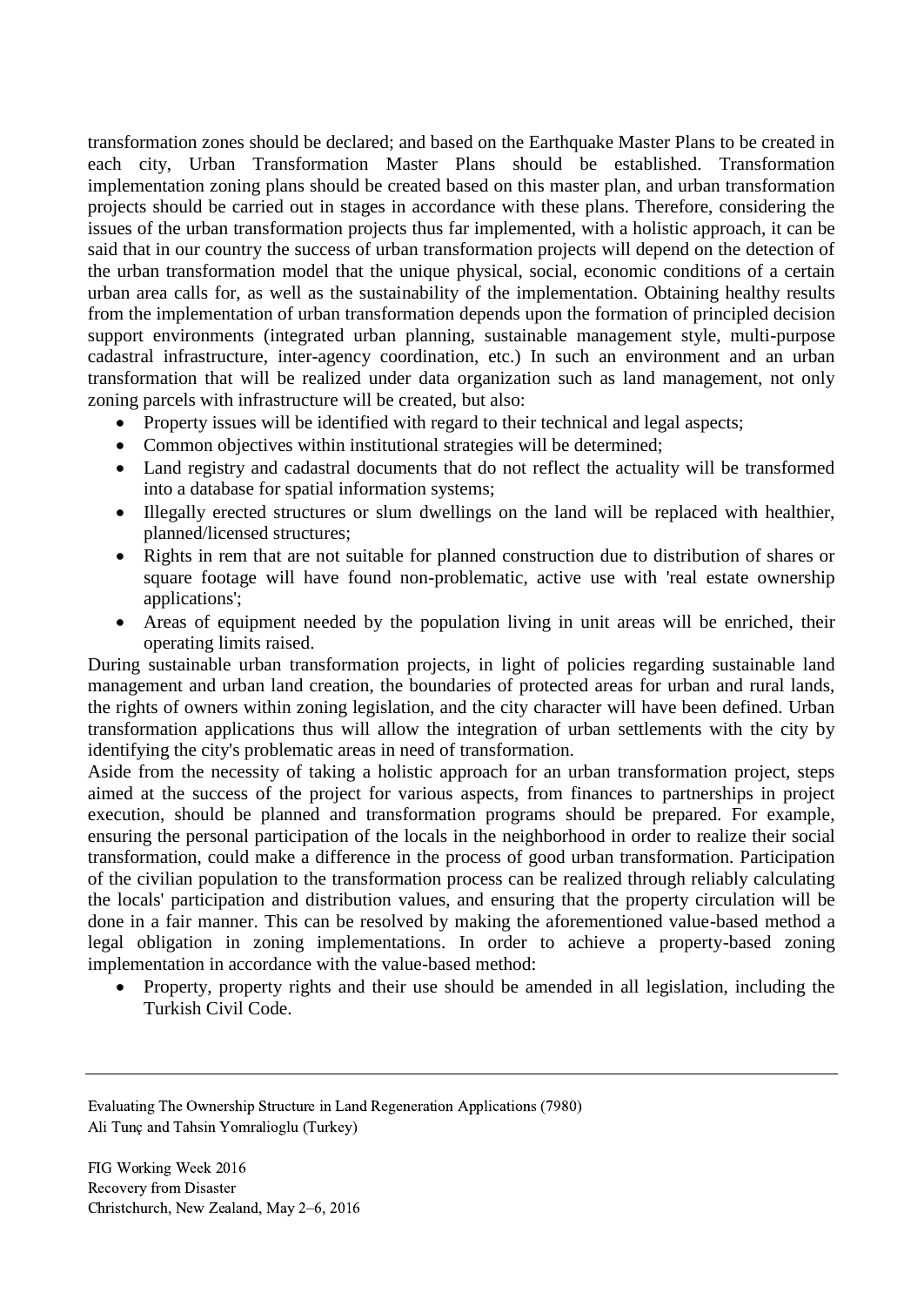transformation zones should be declared; and based on the Earthquake Master Plans to be created in each city, Urban Transformation Master Plans should be established. Transformation implementation zoning plans should be created based on this master plan, and urban transformation projects should be carried out in stages in accordance with these plans. Therefore, considering the issues of the urban transformation projects thus far implemented, with a holistic approach, it can be said that in our country the success of urban transformation projects will depend on the detection of the urban transformation model that the unique physical, social, economic conditions of a certain urban area calls for, as well as the sustainability of the implementation. Obtaining healthy results from the implementation of urban transformation depends upon the formation of principled decision support environments (integrated urban planning, sustainable management style, multi-purpose cadastral infrastructure, inter-agency coordination, etc.) In such an environment and an urban transformation that will be realized under data organization such as land management, not only zoning parcels with infrastructure will be created, but also:

- Property issues will be identified with regard to their technical and legal aspects;
- Common objectives within institutional strategies will be determined;
- Land registry and cadastral documents that do not reflect the actuality will be transformed into a database for spatial information systems;
- Illegally erected structures or slum dwellings on the land will be replaced with healthier, planned/licensed structures;
- Rights in rem that are not suitable for planned construction due to distribution of shares or square footage will have found non-problematic, active use with 'real estate ownership applications';
- Areas of equipment needed by the population living in unit areas will be enriched, their operating limits raised.

During sustainable urban transformation projects, in light of policies regarding sustainable land management and urban land creation, the boundaries of protected areas for urban and rural lands, the rights of owners within zoning legislation, and the city character will have been defined. Urban transformation applications thus will allow the integration of urban settlements with the city by identifying the city's problematic areas in need of transformation.

Aside from the necessity of taking a holistic approach for an urban transformation project, steps aimed at the success of the project for various aspects, from finances to partnerships in project execution, should be planned and transformation programs should be prepared. For example, ensuring the personal participation of the locals in the neighborhood in order to realize their social transformation, could make a difference in the process of good urban transformation. Participation of the civilian population to the transformation process can be realized through reliably calculating the locals' participation and distribution values, and ensuring that the property circulation will be done in a fair manner. This can be resolved by making the aforementioned value-based method a legal obligation in zoning implementations. In order to achieve a property-based zoning implementation in accordance with the value-based method:

- Property, property rights and their use should be amended in all legislation, including the Turkish Civil Code.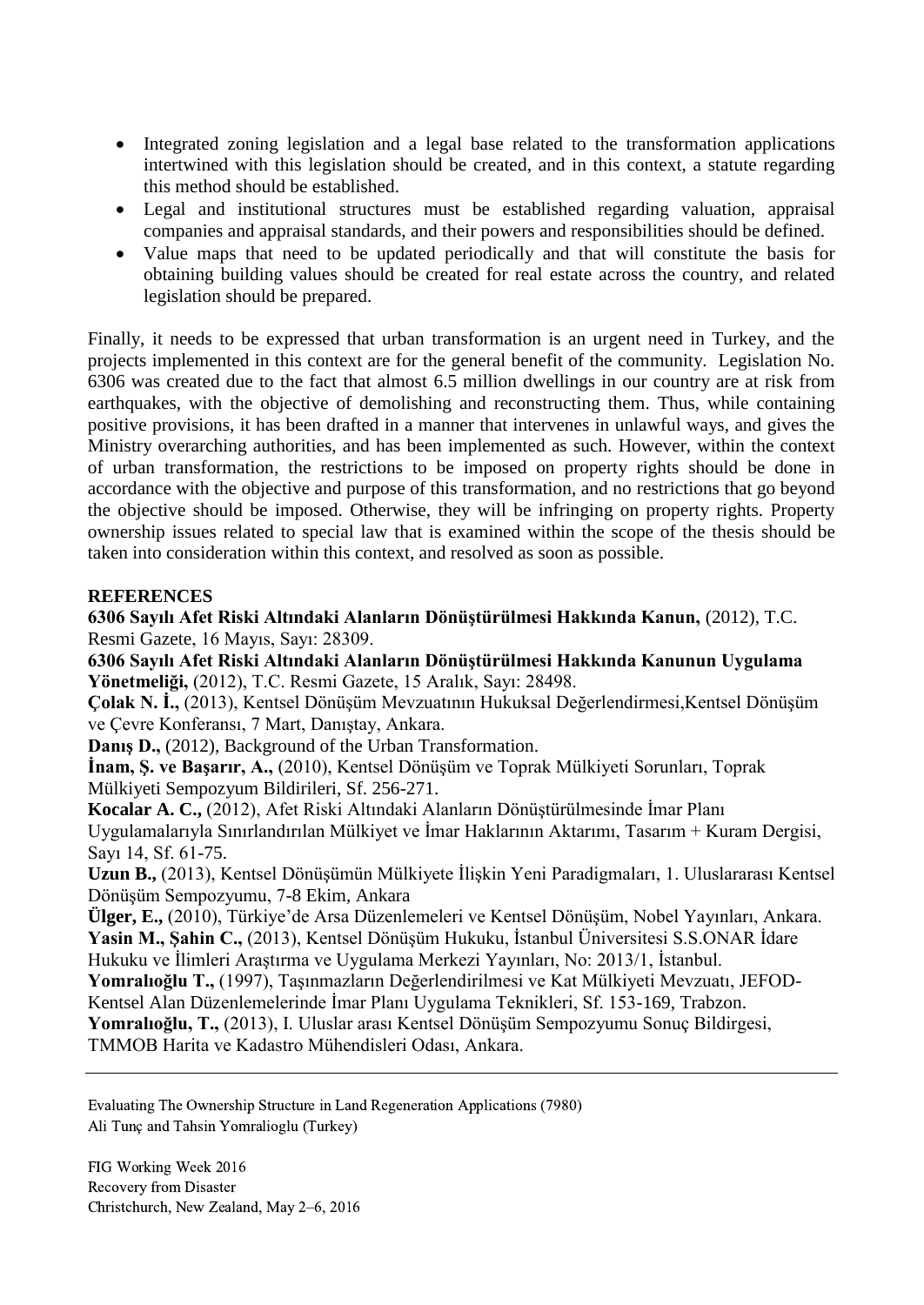- Integrated zoning legislation and a legal base related to the transformation applications intertwined with this legislation should be created, and in this context, a statute regarding this method should be established.
- Legal and institutional structures must be established regarding valuation, appraisal companies and appraisal standards, and their powers and responsibilities should be defined.
- Value maps that need to be updated periodically and that will constitute the basis for obtaining building values should be created for real estate across the country, and related legislation should be prepared.

Finally, it needs to be expressed that urban transformation is an urgent need in Turkey, and the projects implemented in this context are for the general benefit of the community. Legislation No. 6306 was created due to the fact that almost 6.5 million dwellings in our country are at risk from earthquakes, with the objective of demolishing and reconstructing them. Thus, while containing positive provisions, it has been drafted in a manner that intervenes in unlawful ways, and gives the Ministry overarching authorities, and has been implemented as such. However, within the context of urban transformation, the restrictions to be imposed on property rights should be done in accordance with the objective and purpose of this transformation, and no restrictions that go beyond the objective should be imposed. Otherwise, they will be infringing on property rights. Property ownership issues related to special law that is examined within the scope of the thesis should be taken into consideration within this context, and resolved as soon as possible.

## REFERENCES

**6306 Sayılı Afet Riski Altındaki Alanların Dönüştürülmesi Hakkında Kanun,** (2012), T.C. Resmi Gazete, 16 Mayıs, Sayı: 28309.

**6306 Sayılı Afet Riski Altındaki Alanların Dönüştürülmesi Hakkında Kanunun Uygulama Yönetmeliği,** (2012), T.C. Resmi Gazete, 15 Aralık, Sayı: 28498.

**Çolak N. İ.,** (2013), Kentsel Dönüşüm Mevzuatının Hukuksal Değerlendirmesi,Kentsel Dönüşüm ve Çevre Konferansı, 7 Mart, Danıştay, Ankara.

**Danış D.,** (2012), Background of the Urban Transformation.

**İnam, Ş. ve Başarır, A.,** (2010), Kentsel Dönüşüm ve Toprak Mülkiyeti Sorunları, Toprak Mülkiyeti Sempozyum Bildirileri, Sf. 256-271.

**Kocalar A. C.,** (2012), Afet Riski Altındaki Alanların Dönüştürülmesinde İmar Planı Uygulamalarıyla Sınırlandırılan Mülkiyet ve İmar Haklarının Aktarımı, Tasarım + Kuram Dergisi, Sayı 14, Sf. 61-75.

**Uzun B.,** (2013), Kentsel Dönüşümün Mülkiyete İlişkin Yeni Paradigmaları, 1. Uluslararası Kentsel Dönüşüm Sempozyumu, 7-8 Ekim, Ankara

**Ülger, E.,** (2010), Türkiye'de Arsa Düzenlemeleri ve Kentsel Dönüşüm, Nobel Yayınları, Ankara.

**Yasin M., Şahin C.,** (2013), Kentsel Dönüşüm Hukuku, İstanbul Üniversitesi S.S.ONAR İdare Hukuku ve İlimleri Araştırma ve Uygulama Merkezi Yayınları, No: 2013/1, İstanbul.

**Yomralıoğlu T.,** (1997), Taşınmazların Değerlendirilmesi ve Kat Mülkiyeti Mevzuatı, JEFOD-Kentsel Alan Düzenlemelerinde İmar Planı Uygulama Teknikleri, Sf. 153-169, Trabzon.

**Yomralıoğlu, T.,** (2013), I. Uluslar arası Kentsel Dönüşüm Sempozyumu Sonuç Bildirgesi, TMMOB Harita ve Kadastro Mühendisleri Odası, Ankara.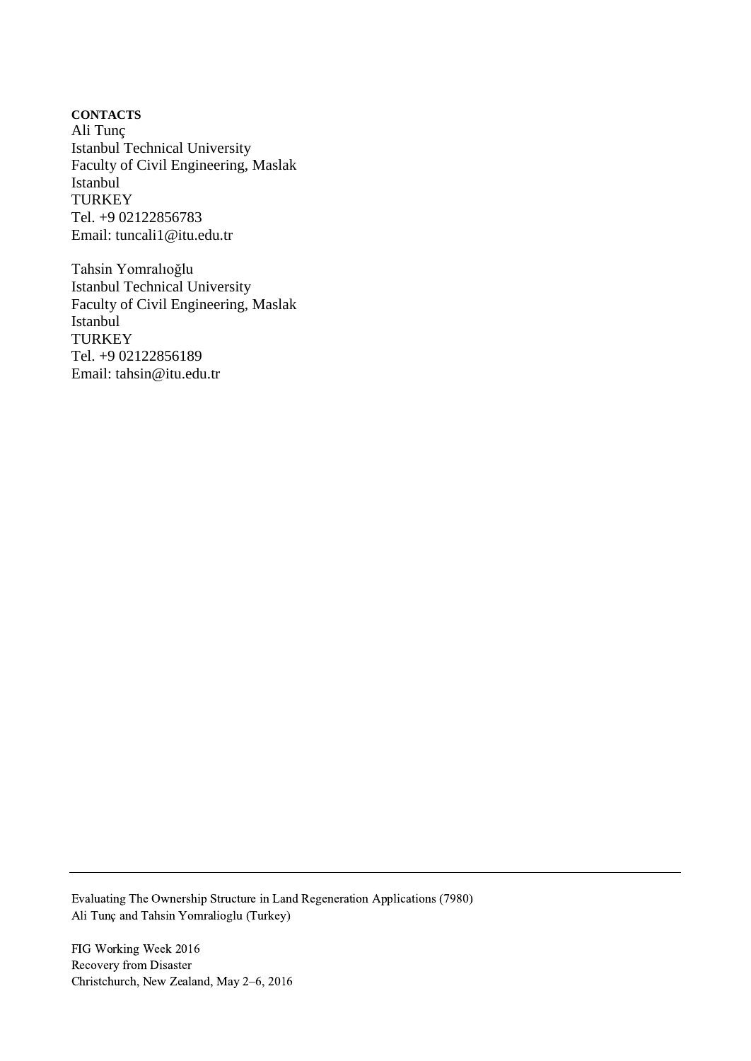**CONTACTS**

Ali Tunç
Istanbul Technical University
Faculty of Civil Engineering, Maslak
Istanbul
TURKEY
Tel. +9 02122856783
Email: tuncali1@itu.edu.tr

Tahsin Yomralıoğlu
Istanbul Technical University
Faculty of Civil Engineering, Maslak
Istanbul
TURKEY
Tel. +9 02122856189
Email: tahsin@itu.edu.tr